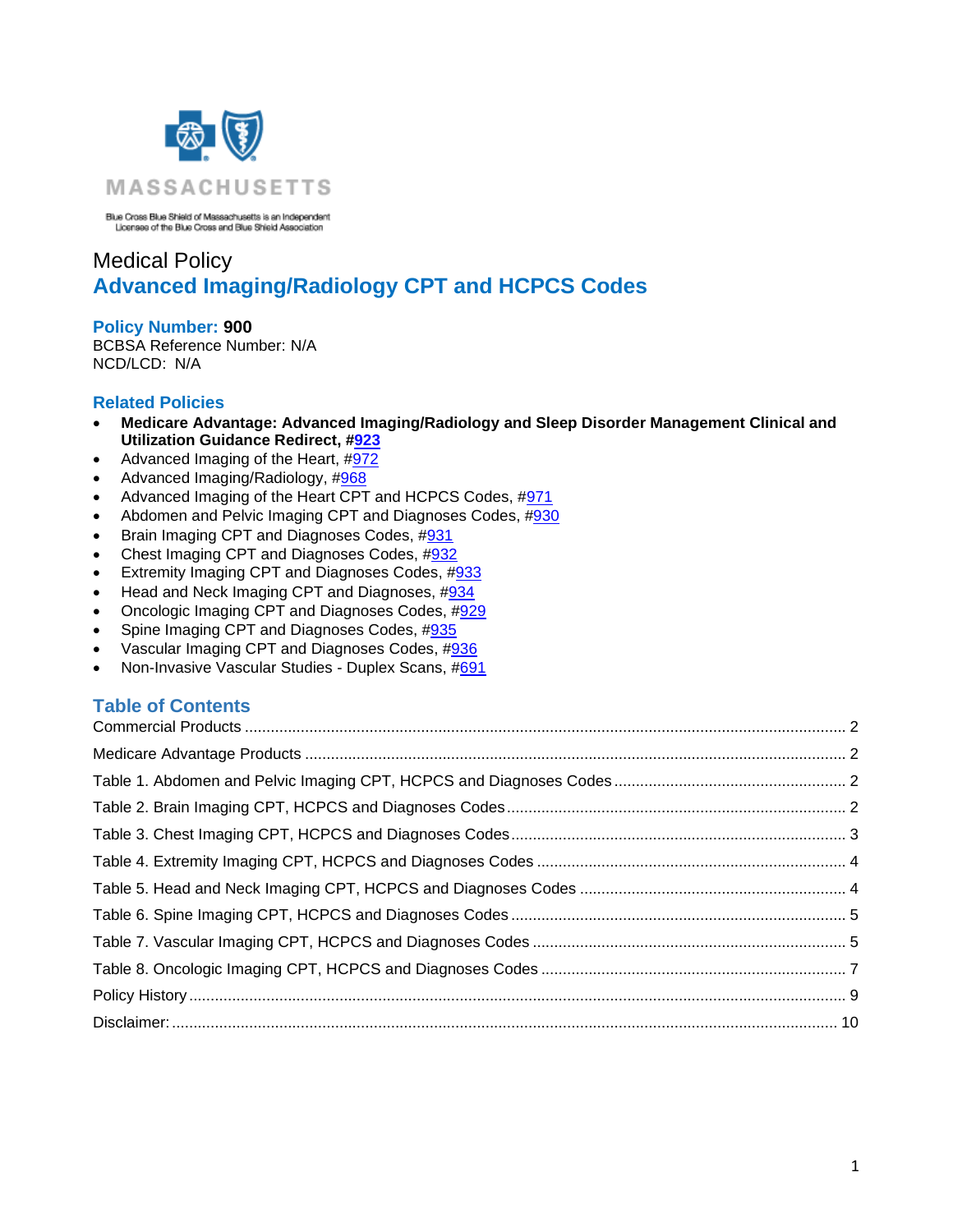MASSACHUSETTS

Blue Cross Blue Shield of Massachusetts is an Independent Licensee of the Blue Cross and Blue Shield Association

Medical Policy

# Advanced Imaging/Radiology CPT and HCPCS Codes

**Policy Number: 900**
BCBSA Reference Number: N/A
NCD/LCD: N/A

## Related Policies

- **Medicare Advantage: Advanced Imaging/Radiology and Sleep Disorder Management Clinical and Utilization Guidance Redirect, #923**
- Advanced Imaging of the Heart, #972
- Advanced Imaging/Radiology, #968
- Advanced Imaging of the Heart CPT and HCPCS Codes, #971
- Abdomen and Pelvic Imaging CPT and Diagnoses Codes, #930
- Brain Imaging CPT and Diagnoses Codes, #931
- Chest Imaging CPT and Diagnoses Codes, #932
- Extremity Imaging CPT and Diagnoses Codes, #933
- Head and Neck Imaging CPT and Diagnoses, #934
- Oncologic Imaging CPT and Diagnoses Codes, #929
- Spine Imaging CPT and Diagnoses Codes, #935
- Vascular Imaging CPT and Diagnoses Codes, #936
- Non-Invasive Vascular Studies - Duplex Scans, #691

## Table of Contents

| | |
|---|---|
| Commercial Products | 2 |
| Medicare Advantage Products | 2 |
| Table 1. Abdomen and Pelvic Imaging CPT, HCPCS and Diagnoses Codes | 2 |
| Table 2. Brain Imaging CPT, HCPCS and Diagnoses Codes | 2 |
| Table 3. Chest Imaging CPT, HCPCS and Diagnoses Codes | 3 |
| Table 4. Extremity Imaging CPT, HCPCS and Diagnoses Codes | 4 |
| Table 5. Head and Neck Imaging CPT, HCPCS and Diagnoses Codes | 4 |
| Table 6. Spine Imaging CPT, HCPCS and Diagnoses Codes | 5 |
| Table 7. Vascular Imaging CPT, HCPCS and Diagnoses Codes | 5 |
| Table 8. Oncologic Imaging CPT, HCPCS and Diagnoses Codes | 7 |
| Policy History | 9 |
| Disclaimer: | 10 |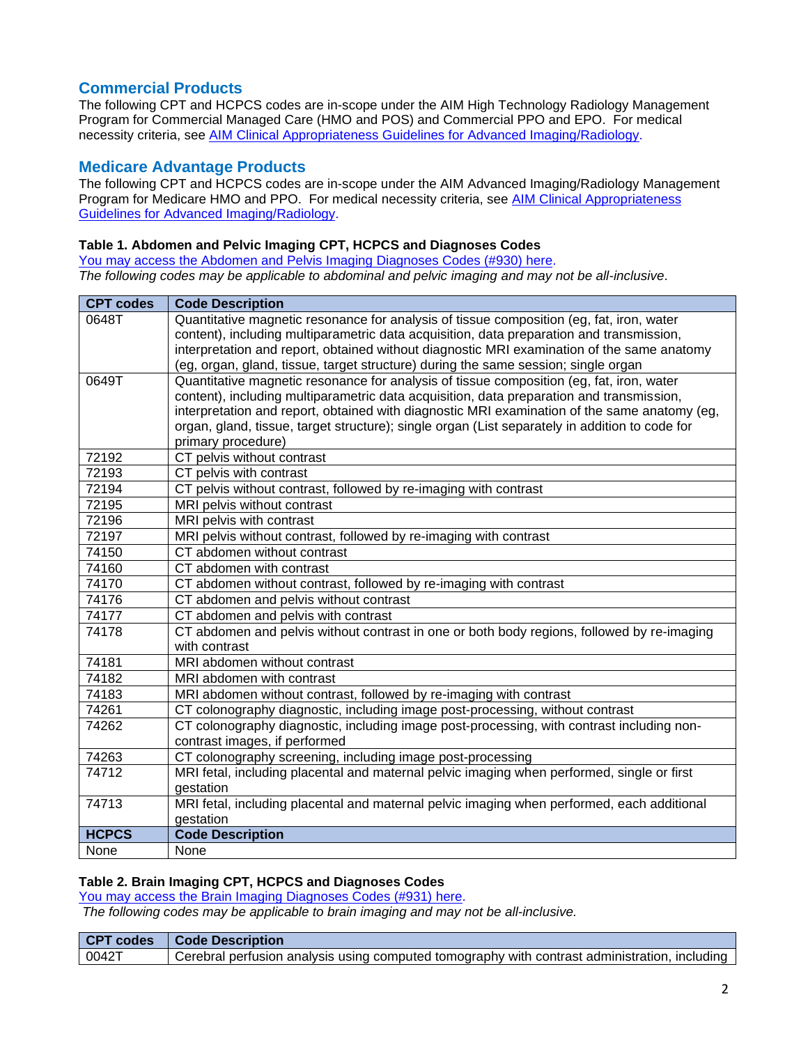## Commercial Products

The following CPT and HCPCS codes are in-scope under the AIM High Technology Radiology Management Program for Commercial Managed Care (HMO and POS) and Commercial PPO and EPO. For medical necessity criteria, see AIM Clinical Appropriateness Guidelines for Advanced Imaging/Radiology.

## Medicare Advantage Products

The following CPT and HCPCS codes are in-scope under the AIM Advanced Imaging/Radiology Management Program for Medicare HMO and PPO. For medical necessity criteria, see AIM Clinical Appropriateness Guidelines for Advanced Imaging/Radiology.

**Table 1. Abdomen and Pelvic Imaging CPT, HCPCS and Diagnoses Codes**

You may access the Abdomen and Pelvis Imaging Diagnoses Codes (#930) here.

*The following codes may be applicable to abdominal and pelvic imaging and may not be all-inclusive.*

| CPT codes | Code Description |
|---|---|
| 0648T | Quantitative magnetic resonance for analysis of tissue composition (eg, fat, iron, water content), including multiparametric data acquisition, data preparation and transmission, interpretation and report, obtained without diagnostic MRI examination of the same anatomy (eg, organ, gland, tissue, target structure) during the same session; single organ |
| 0649T | Quantitative magnetic resonance for analysis of tissue composition (eg, fat, iron, water content), including multiparametric data acquisition, data preparation and transmission, interpretation and report, obtained with diagnostic MRI examination of the same anatomy (eg, organ, gland, tissue, target structure); single organ (List separately in addition to code for primary procedure) |
| 72192 | CT pelvis without contrast |
| 72193 | CT pelvis with contrast |
| 72194 | CT pelvis without contrast, followed by re-imaging with contrast |
| 72195 | MRI pelvis without contrast |
| 72196 | MRI pelvis with contrast |
| 72197 | MRI pelvis without contrast, followed by re-imaging with contrast |
| 74150 | CT abdomen without contrast |
| 74160 | CT abdomen with contrast |
| 74170 | CT abdomen without contrast, followed by re-imaging with contrast |
| 74176 | CT abdomen and pelvis without contrast |
| 74177 | CT abdomen and pelvis with contrast |
| 74178 | CT abdomen and pelvis without contrast in one or both body regions, followed by re-imaging with contrast |
| 74181 | MRI abdomen without contrast |
| 74182 | MRI abdomen with contrast |
| 74183 | MRI abdomen without contrast, followed by re-imaging with contrast |
| 74261 | CT colonography diagnostic, including image post-processing, without contrast |
| 74262 | CT colonography diagnostic, including image post-processing, with contrast including non-contrast images, if performed |
| 74263 | CT colonography screening, including image post-processing |
| 74712 | MRI fetal, including placental and maternal pelvic imaging when performed, single or first gestation |
| 74713 | MRI fetal, including placental and maternal pelvic imaging when performed, each additional gestation |
| **HCPCS** | **Code Description** |
| None | None |

**Table 2. Brain Imaging CPT, HCPCS and Diagnoses Codes**

You may access the Brain Imaging Diagnoses Codes (#931) here.

*The following codes may be applicable to brain imaging and may not be all-inclusive.*

| CPT codes | Code Description |
|---|---|
| 0042T | Cerebral perfusion analysis using computed tomography with contrast administration, including |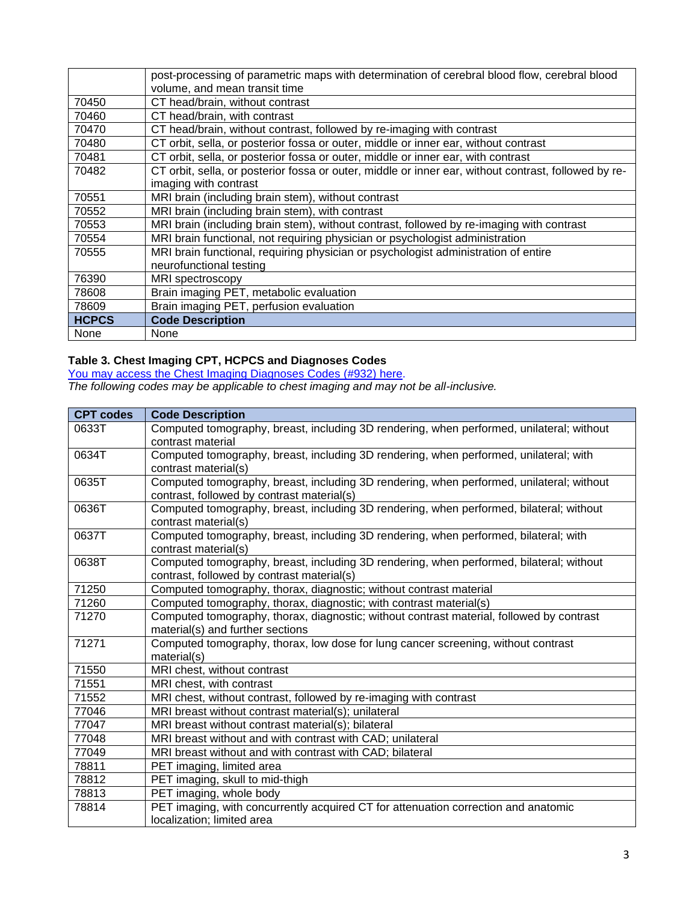| | |
|---|---|
| | post-processing of parametric maps with determination of cerebral blood flow, cerebral blood volume, and mean transit time |
| 70450 | CT head/brain, without contrast |
| 70460 | CT head/brain, with contrast |
| 70470 | CT head/brain, without contrast, followed by re-imaging with contrast |
| 70480 | CT orbit, sella, or posterior fossa or outer, middle or inner ear, without contrast |
| 70481 | CT orbit, sella, or posterior fossa or outer, middle or inner ear, with contrast |
| 70482 | CT orbit, sella, or posterior fossa or outer, middle or inner ear, without contrast, followed by re-imaging with contrast |
| 70551 | MRI brain (including brain stem), without contrast |
| 70552 | MRI brain (including brain stem), with contrast |
| 70553 | MRI brain (including brain stem), without contrast, followed by re-imaging with contrast |
| 70554 | MRI brain functional, not requiring physician or psychologist administration |
| 70555 | MRI brain functional, requiring physician or psychologist administration of entire neurofunctional testing |
| 76390 | MRI spectroscopy |
| 78608 | Brain imaging PET, metabolic evaluation |
| 78609 | Brain imaging PET, perfusion evaluation |
| **HCPCS** | **Code Description** |
| None | None |

**Table 3. Chest Imaging CPT, HCPCS and Diagnoses Codes**

You may access the Chest Imaging Diagnoses Codes (#932) here.

*The following codes may be applicable to chest imaging and may not be all-inclusive.*

| CPT codes | Code Description |
|---|---|
| 0633T | Computed tomography, breast, including 3D rendering, when performed, unilateral; without contrast material |
| 0634T | Computed tomography, breast, including 3D rendering, when performed, unilateral; with contrast material(s) |
| 0635T | Computed tomography, breast, including 3D rendering, when performed, unilateral; without contrast, followed by contrast material(s) |
| 0636T | Computed tomography, breast, including 3D rendering, when performed, bilateral; without contrast material(s) |
| 0637T | Computed tomography, breast, including 3D rendering, when performed, bilateral; with contrast material(s) |
| 0638T | Computed tomography, breast, including 3D rendering, when performed, bilateral; without contrast, followed by contrast material(s) |
| 71250 | Computed tomography, thorax, diagnostic; without contrast material |
| 71260 | Computed tomography, thorax, diagnostic; with contrast material(s) |
| 71270 | Computed tomography, thorax, diagnostic; without contrast material, followed by contrast material(s) and further sections |
| 71271 | Computed tomography, thorax, low dose for lung cancer screening, without contrast material(s) |
| 71550 | MRI chest, without contrast |
| 71551 | MRI chest, with contrast |
| 71552 | MRI chest, without contrast, followed by re-imaging with contrast |
| 77046 | MRI breast without contrast material(s); unilateral |
| 77047 | MRI breast without contrast material(s); bilateral |
| 77048 | MRI breast without and with contrast with CAD; unilateral |
| 77049 | MRI breast without and with contrast with CAD; bilateral |
| 78811 | PET imaging, limited area |
| 78812 | PET imaging, skull to mid-thigh |
| 78813 | PET imaging, whole body |
| 78814 | PET imaging, with concurrently acquired CT for attenuation correction and anatomic localization; limited area |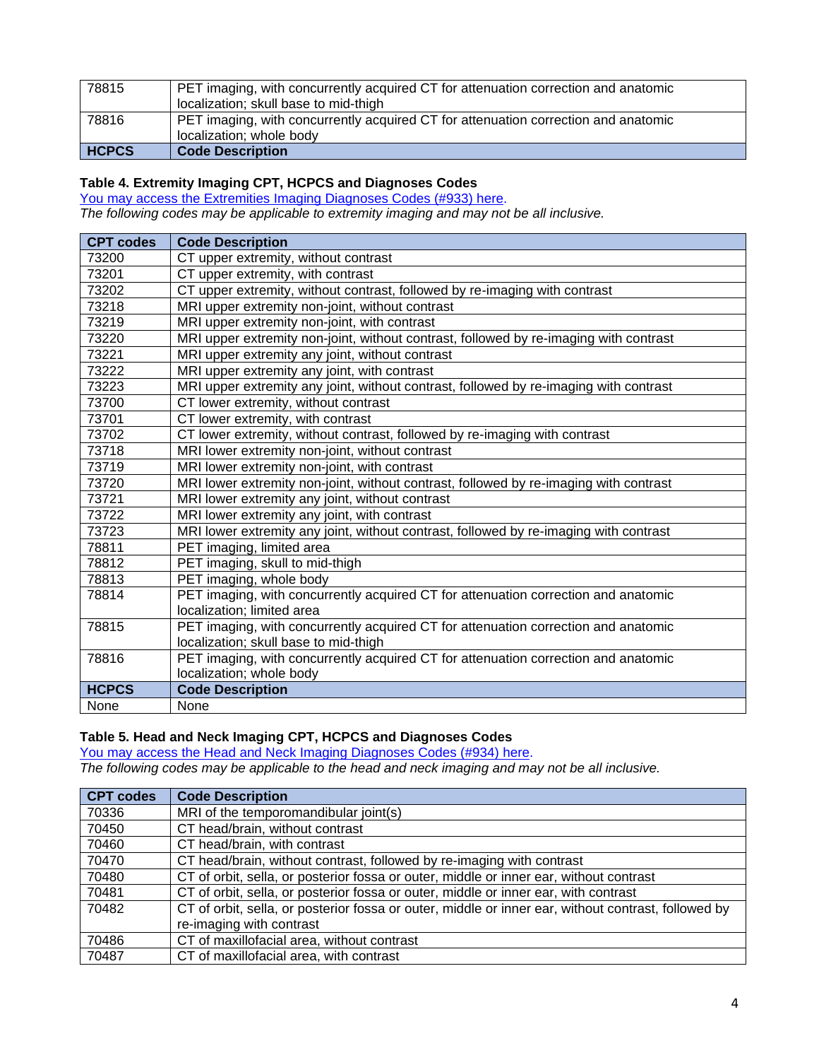| | |
|---|---|
| 78815 | PET imaging, with concurrently acquired CT for attenuation correction and anatomic localization; skull base to mid-thigh |
| 78816 | PET imaging, with concurrently acquired CT for attenuation correction and anatomic localization; whole body |
| **HCPCS** | **Code Description** |

**Table 4. Extremity Imaging CPT, HCPCS and Diagnoses Codes**

You may access the Extremities Imaging Diagnoses Codes (#933) here.

*The following codes may be applicable to extremity imaging and may not be all inclusive.*

| CPT codes | Code Description |
|---|---|
| 73200 | CT upper extremity, without contrast |
| 73201 | CT upper extremity, with contrast |
| 73202 | CT upper extremity, without contrast, followed by re-imaging with contrast |
| 73218 | MRI upper extremity non-joint, without contrast |
| 73219 | MRI upper extremity non-joint, with contrast |
| 73220 | MRI upper extremity non-joint, without contrast, followed by re-imaging with contrast |
| 73221 | MRI upper extremity any joint, without contrast |
| 73222 | MRI upper extremity any joint, with contrast |
| 73223 | MRI upper extremity any joint, without contrast, followed by re-imaging with contrast |
| 73700 | CT lower extremity, without contrast |
| 73701 | CT lower extremity, with contrast |
| 73702 | CT lower extremity, without contrast, followed by re-imaging with contrast |
| 73718 | MRI lower extremity non-joint, without contrast |
| 73719 | MRI lower extremity non-joint, with contrast |
| 73720 | MRI lower extremity non-joint, without contrast, followed by re-imaging with contrast |
| 73721 | MRI lower extremity any joint, without contrast |
| 73722 | MRI lower extremity any joint, with contrast |
| 73723 | MRI lower extremity any joint, without contrast, followed by re-imaging with contrast |
| 78811 | PET imaging, limited area |
| 78812 | PET imaging, skull to mid-thigh |
| 78813 | PET imaging, whole body |
| 78814 | PET imaging, with concurrently acquired CT for attenuation correction and anatomic localization; limited area |
| 78815 | PET imaging, with concurrently acquired CT for attenuation correction and anatomic localization; skull base to mid-thigh |
| 78816 | PET imaging, with concurrently acquired CT for attenuation correction and anatomic localization; whole body |
| **HCPCS** | **Code Description** |
| None | None |

**Table 5. Head and Neck Imaging CPT, HCPCS and Diagnoses Codes**

You may access the Head and Neck Imaging Diagnoses Codes (#934) here.

*The following codes may be applicable to the head and neck imaging and may not be all inclusive.*

| CPT codes | Code Description |
|---|---|
| 70336 | MRI of the temporomandibular joint(s) |
| 70450 | CT head/brain, without contrast |
| 70460 | CT head/brain, with contrast |
| 70470 | CT head/brain, without contrast, followed by re-imaging with contrast |
| 70480 | CT of orbit, sella, or posterior fossa or outer, middle or inner ear, without contrast |
| 70481 | CT of orbit, sella, or posterior fossa or outer, middle or inner ear, with contrast |
| 70482 | CT of orbit, sella, or posterior fossa or outer, middle or inner ear, without contrast, followed by re-imaging with contrast |
| 70486 | CT of maxillofacial area, without contrast |
| 70487 | CT of maxillofacial area, with contrast |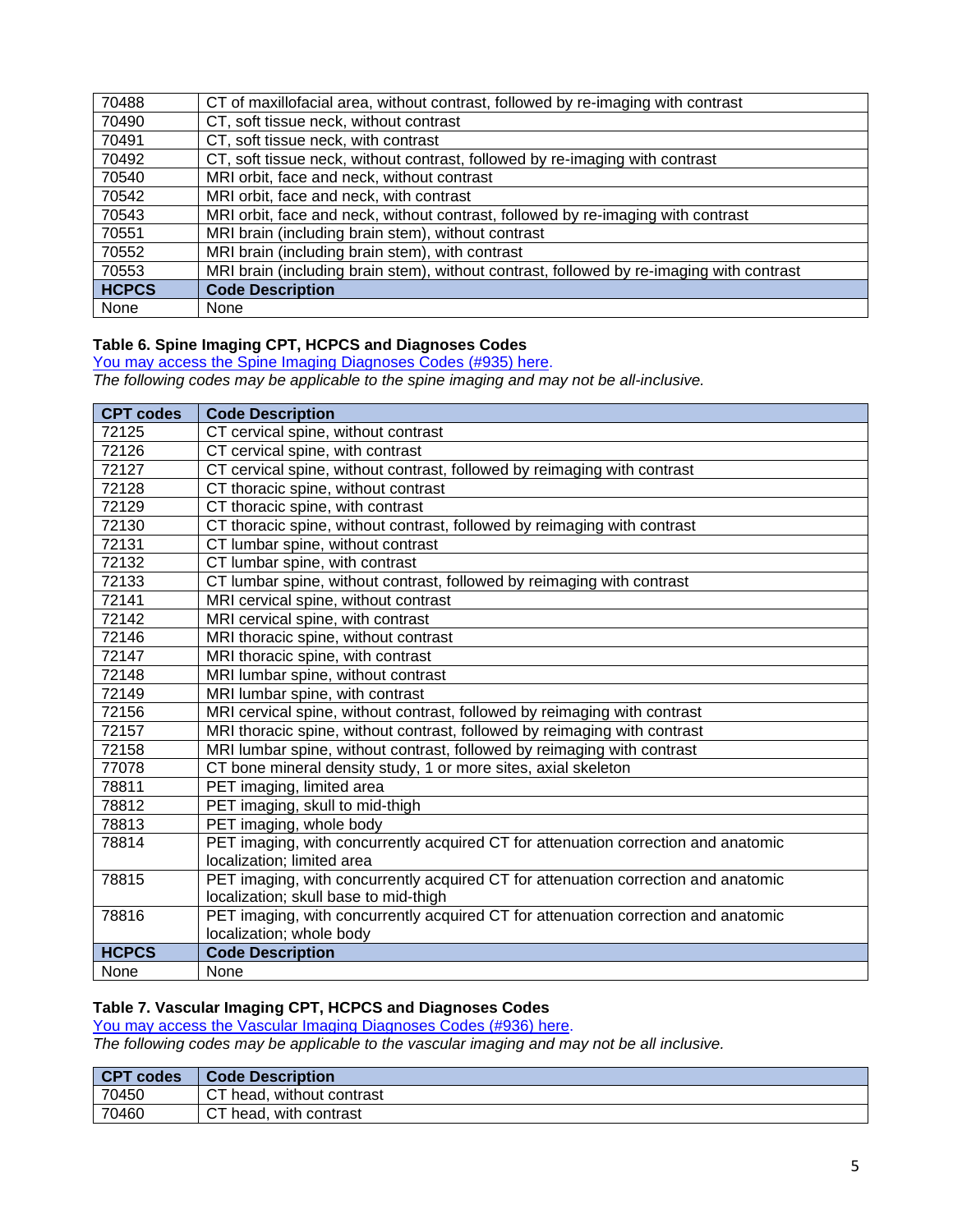| | |
|---|---|
| 70488 | CT of maxillofacial area, without contrast, followed by re-imaging with contrast |
| 70490 | CT, soft tissue neck, without contrast |
| 70491 | CT, soft tissue neck, with contrast |
| 70492 | CT, soft tissue neck, without contrast, followed by re-imaging with contrast |
| 70540 | MRI orbit, face and neck, without contrast |
| 70542 | MRI orbit, face and neck, with contrast |
| 70543 | MRI orbit, face and neck, without contrast, followed by re-imaging with contrast |
| 70551 | MRI brain (including brain stem), without contrast |
| 70552 | MRI brain (including brain stem), with contrast |
| 70553 | MRI brain (including brain stem), without contrast, followed by re-imaging with contrast |
| **HCPCS** | **Code Description** |
| None | None |

**Table 6. Spine Imaging CPT, HCPCS and Diagnoses Codes**

You may access the Spine Imaging Diagnoses Codes (#935) here.

*The following codes may be applicable to the spine imaging and may not be all-inclusive.*

| CPT codes | Code Description |
|---|---|
| 72125 | CT cervical spine, without contrast |
| 72126 | CT cervical spine, with contrast |
| 72127 | CT cervical spine, without contrast, followed by reimaging with contrast |
| 72128 | CT thoracic spine, without contrast |
| 72129 | CT thoracic spine, with contrast |
| 72130 | CT thoracic spine, without contrast, followed by reimaging with contrast |
| 72131 | CT lumbar spine, without contrast |
| 72132 | CT lumbar spine, with contrast |
| 72133 | CT lumbar spine, without contrast, followed by reimaging with contrast |
| 72141 | MRI cervical spine, without contrast |
| 72142 | MRI cervical spine, with contrast |
| 72146 | MRI thoracic spine, without contrast |
| 72147 | MRI thoracic spine, with contrast |
| 72148 | MRI lumbar spine, without contrast |
| 72149 | MRI lumbar spine, with contrast |
| 72156 | MRI cervical spine, without contrast, followed by reimaging with contrast |
| 72157 | MRI thoracic spine, without contrast, followed by reimaging with contrast |
| 72158 | MRI lumbar spine, without contrast, followed by reimaging with contrast |
| 77078 | CT bone mineral density study, 1 or more sites, axial skeleton |
| 78811 | PET imaging, limited area |
| 78812 | PET imaging, skull to mid-thigh |
| 78813 | PET imaging, whole body |
| 78814 | PET imaging, with concurrently acquired CT for attenuation correction and anatomic localization; limited area |
| 78815 | PET imaging, with concurrently acquired CT for attenuation correction and anatomic localization; skull base to mid-thigh |
| 78816 | PET imaging, with concurrently acquired CT for attenuation correction and anatomic localization; whole body |
| **HCPCS** | **Code Description** |
| None | None |

**Table 7. Vascular Imaging CPT, HCPCS and Diagnoses Codes**

You may access the Vascular Imaging Diagnoses Codes (#936) here.

*The following codes may be applicable to the vascular imaging and may not be all inclusive.*

| CPT codes | Code Description |
|---|---|
| 70450 | CT head, without contrast |
| 70460 | CT head, with contrast |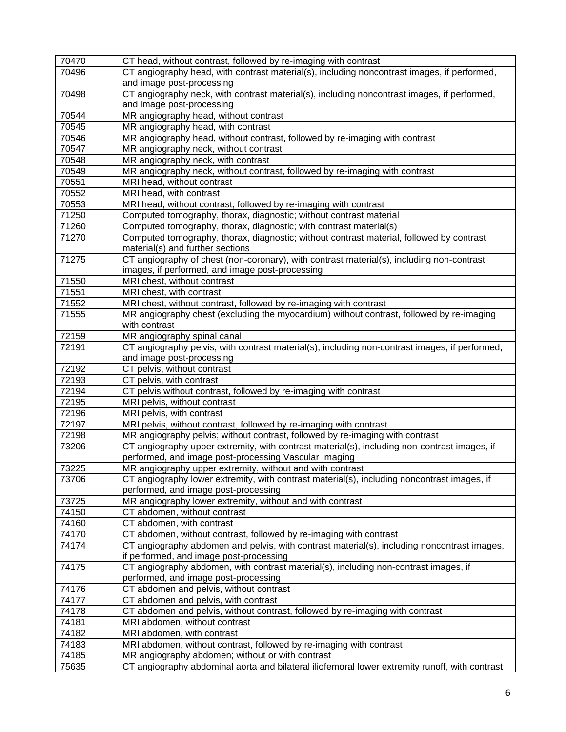| | |
|---|---|
| 70470 | CT head, without contrast, followed by re-imaging with contrast |
| 70496 | CT angiography head, with contrast material(s), including noncontrast images, if performed, and image post-processing |
| 70498 | CT angiography neck, with contrast material(s), including noncontrast images, if performed, and image post-processing |
| 70544 | MR angiography head, without contrast |
| 70545 | MR angiography head, with contrast |
| 70546 | MR angiography head, without contrast, followed by re-imaging with contrast |
| 70547 | MR angiography neck, without contrast |
| 70548 | MR angiography neck, with contrast |
| 70549 | MR angiography neck, without contrast, followed by re-imaging with contrast |
| 70551 | MRI head, without contrast |
| 70552 | MRI head, with contrast |
| 70553 | MRI head, without contrast, followed by re-imaging with contrast |
| 71250 | Computed tomography, thorax, diagnostic; without contrast material |
| 71260 | Computed tomography, thorax, diagnostic; with contrast material(s) |
| 71270 | Computed tomography, thorax, diagnostic; without contrast material, followed by contrast material(s) and further sections |
| 71275 | CT angiography of chest (non-coronary), with contrast material(s), including non-contrast images, if performed, and image post-processing |
| 71550 | MRI chest, without contrast |
| 71551 | MRI chest, with contrast |
| 71552 | MRI chest, without contrast, followed by re-imaging with contrast |
| 71555 | MR angiography chest (excluding the myocardium) without contrast, followed by re-imaging with contrast |
| 72159 | MR angiography spinal canal |
| 72191 | CT angiography pelvis, with contrast material(s), including non-contrast images, if performed, and image post-processing |
| 72192 | CT pelvis, without contrast |
| 72193 | CT pelvis, with contrast |
| 72194 | CT pelvis without contrast, followed by re-imaging with contrast |
| 72195 | MRI pelvis, without contrast |
| 72196 | MRI pelvis, with contrast |
| 72197 | MRI pelvis, without contrast, followed by re-imaging with contrast |
| 72198 | MR angiography pelvis; without contrast, followed by re-imaging with contrast |
| 73206 | CT angiography upper extremity, with contrast material(s), including non-contrast images, if performed, and image post-processing Vascular Imaging |
| 73225 | MR angiography upper extremity, without and with contrast |
| 73706 | CT angiography lower extremity, with contrast material(s), including noncontrast images, if performed, and image post-processing |
| 73725 | MR angiography lower extremity, without and with contrast |
| 74150 | CT abdomen, without contrast |
| 74160 | CT abdomen, with contrast |
| 74170 | CT abdomen, without contrast, followed by re-imaging with contrast |
| 74174 | CT angiography abdomen and pelvis, with contrast material(s), including noncontrast images, if performed, and image post-processing |
| 74175 | CT angiography abdomen, with contrast material(s), including non-contrast images, if performed, and image post-processing |
| 74176 | CT abdomen and pelvis, without contrast |
| 74177 | CT abdomen and pelvis, with contrast |
| 74178 | CT abdomen and pelvis, without contrast, followed by re-imaging with contrast |
| 74181 | MRI abdomen, without contrast |
| 74182 | MRI abdomen, with contrast |
| 74183 | MRI abdomen, without contrast, followed by re-imaging with contrast |
| 74185 | MR angiography abdomen; without or with contrast |
| 75635 | CT angiography abdominal aorta and bilateral iliofemoral lower extremity runoff, with contrast |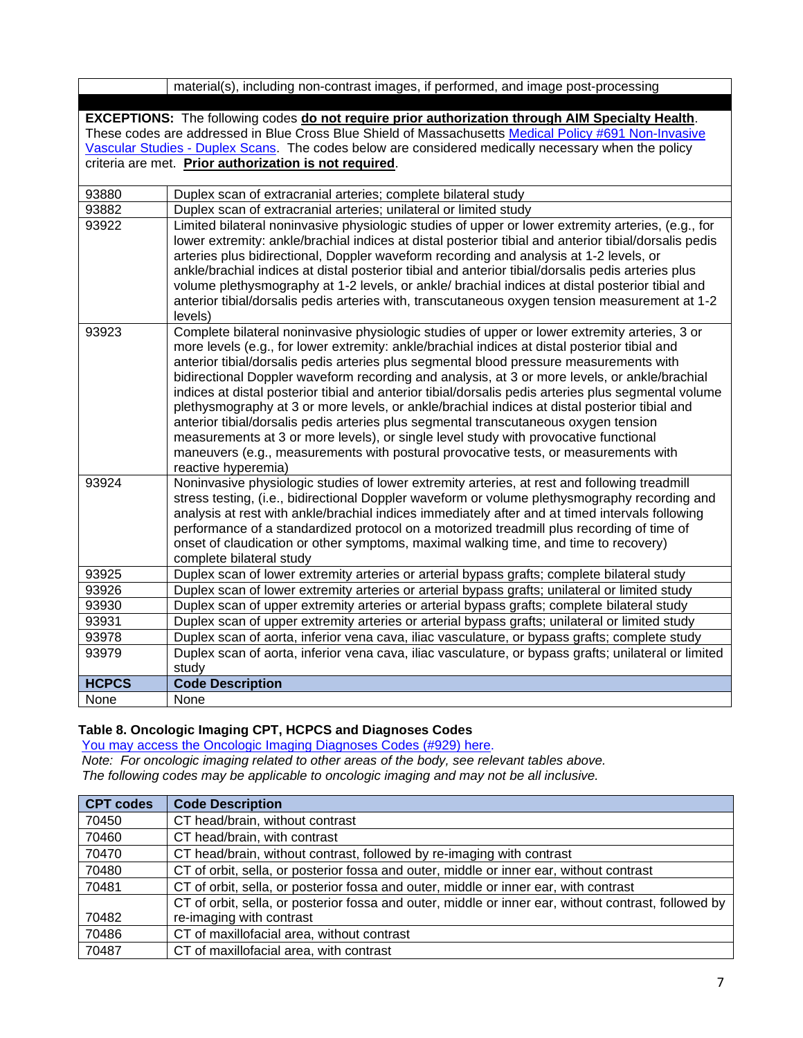|  | material(s), including non-contrast images, if performed, and image post-processing |
|---|---|

**EXCEPTIONS:** The following codes **do not require prior authorization through AIM Specialty Health**. These codes are addressed in Blue Cross Blue Shield of Massachusetts [Medical Policy #691 Non-Invasive Vascular Studies - Duplex Scans](). The codes below are considered medically necessary when the policy criteria are met. **Prior authorization is not required**.

| | |
|---|---|
| 93880 | Duplex scan of extracranial arteries; complete bilateral study |
| 93882 | Duplex scan of extracranial arteries; unilateral or limited study |
| 93922 | Limited bilateral noninvasive physiologic studies of upper or lower extremity arteries, (e.g., for lower extremity: ankle/brachial indices at distal posterior tibial and anterior tibial/dorsalis pedis arteries plus bidirectional, Doppler waveform recording and analysis at 1-2 levels, or ankle/brachial indices at distal posterior tibial and anterior tibial/dorsalis pedis arteries plus volume plethysmography at 1-2 levels, or ankle/ brachial indices at distal posterior tibial and anterior tibial/dorsalis pedis arteries with, transcutaneous oxygen tension measurement at 1-2 levels) |
| 93923 | Complete bilateral noninvasive physiologic studies of upper or lower extremity arteries, 3 or more levels (e.g., for lower extremity: ankle/brachial indices at distal posterior tibial and anterior tibial/dorsalis pedis arteries plus segmental blood pressure measurements with bidirectional Doppler waveform recording and analysis, at 3 or more levels, or ankle/brachial indices at distal posterior tibial and anterior tibial/dorsalis pedis arteries plus segmental volume plethysmography at 3 or more levels, or ankle/brachial indices at distal posterior tibial and anterior tibial/dorsalis pedis arteries plus segmental transcutaneous oxygen tension measurements at 3 or more levels), or single level study with provocative functional maneuvers (e.g., measurements with postural provocative tests, or measurements with reactive hyperemia) |
| 93924 | Noninvasive physiologic studies of lower extremity arteries, at rest and following treadmill stress testing, (i.e., bidirectional Doppler waveform or volume plethysmography recording and analysis at rest with ankle/brachial indices immediately after and at timed intervals following performance of a standardized protocol on a motorized treadmill plus recording of time of onset of claudication or other symptoms, maximal walking time, and time to recovery) complete bilateral study |
| 93925 | Duplex scan of lower extremity arteries or arterial bypass grafts; complete bilateral study |
| 93926 | Duplex scan of lower extremity arteries or arterial bypass grafts; unilateral or limited study |
| 93930 | Duplex scan of upper extremity arteries or arterial bypass grafts; complete bilateral study |
| 93931 | Duplex scan of upper extremity arteries or arterial bypass grafts; unilateral or limited study |
| 93978 | Duplex scan of aorta, inferior vena cava, iliac vasculature, or bypass grafts; complete study |
| 93979 | Duplex scan of aorta, inferior vena cava, iliac vasculature, or bypass grafts; unilateral or limited study |
| **HCPCS** | **Code Description** |
| None | None |

### Table 8. Oncologic Imaging CPT, HCPCS and Diagnoses Codes

[You may access the Oncologic Imaging Diagnoses Codes (#929) here.]()

*Note: For oncologic imaging related to other areas of the body, see relevant tables above.*
*The following codes may be applicable to oncologic imaging and may not be all inclusive.*

| CPT codes | Code Description |
|---|---|
| 70450 | CT head/brain, without contrast |
| 70460 | CT head/brain, with contrast |
| 70470 | CT head/brain, without contrast, followed by re-imaging with contrast |
| 70480 | CT of orbit, sella, or posterior fossa and outer, middle or inner ear, without contrast |
| 70481 | CT of orbit, sella, or posterior fossa and outer, middle or inner ear, with contrast |
| 70482 | CT of orbit, sella, or posterior fossa and outer, middle or inner ear, without contrast, followed by re-imaging with contrast |
| 70486 | CT of maxillofacial area, without contrast |
| 70487 | CT of maxillofacial area, with contrast |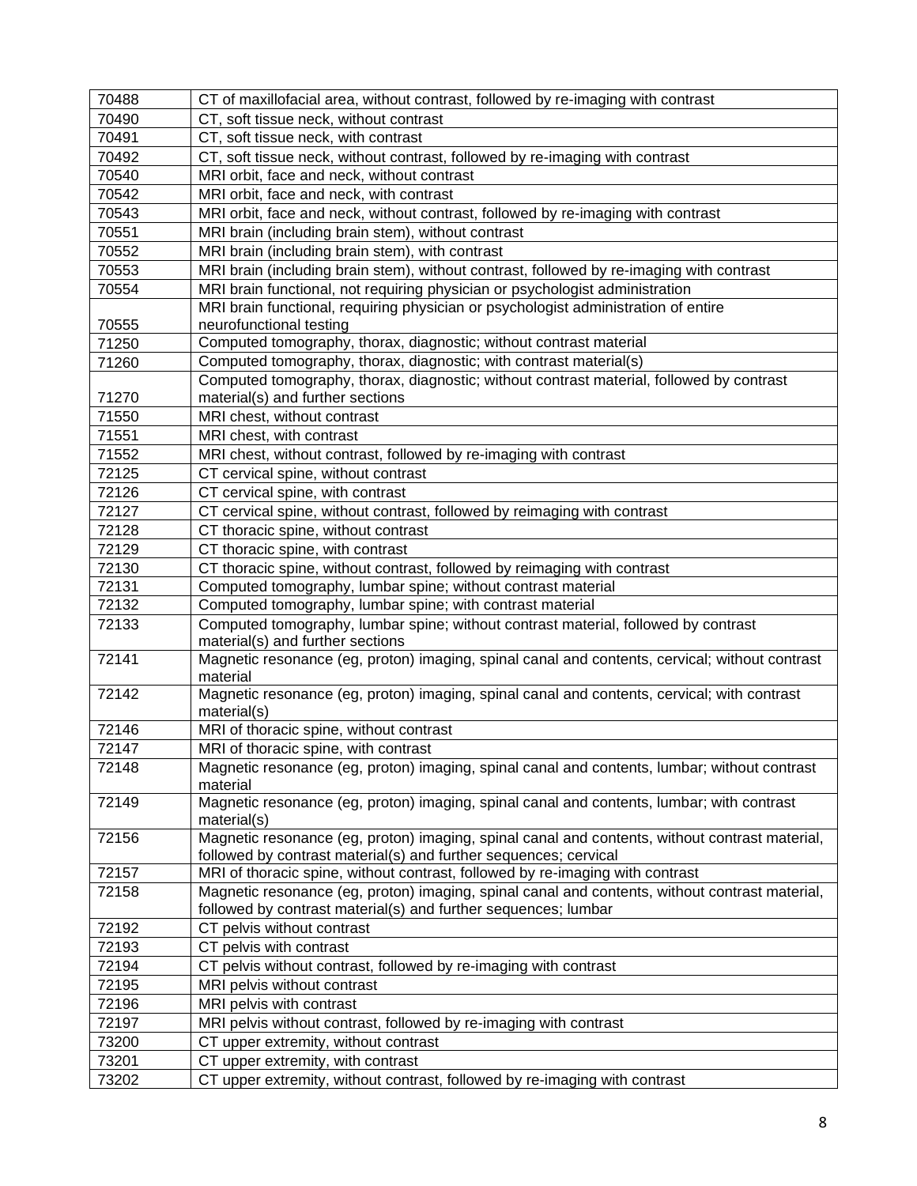| 70488 | CT of maxillofacial area, without contrast, followed by re-imaging with contrast |
|---|---|
| 70490 | CT, soft tissue neck, without contrast |
| 70491 | CT, soft tissue neck, with contrast |
| 70492 | CT, soft tissue neck, without contrast, followed by re-imaging with contrast |
| 70540 | MRI orbit, face and neck, without contrast |
| 70542 | MRI orbit, face and neck, with contrast |
| 70543 | MRI orbit, face and neck, without contrast, followed by re-imaging with contrast |
| 70551 | MRI brain (including brain stem), without contrast |
| 70552 | MRI brain (including brain stem), with contrast |
| 70553 | MRI brain (including brain stem), without contrast, followed by re-imaging with contrast |
| 70554 | MRI brain functional, not requiring physician or psychologist administration |
| 70555 | MRI brain functional, requiring physician or psychologist administration of entire neurofunctional testing |
| 71250 | Computed tomography, thorax, diagnostic; without contrast material |
| 71260 | Computed tomography, thorax, diagnostic; with contrast material(s) |
| 71270 | Computed tomography, thorax, diagnostic; without contrast material, followed by contrast material(s) and further sections |
| 71550 | MRI chest, without contrast |
| 71551 | MRI chest, with contrast |
| 71552 | MRI chest, without contrast, followed by re-imaging with contrast |
| 72125 | CT cervical spine, without contrast |
| 72126 | CT cervical spine, with contrast |
| 72127 | CT cervical spine, without contrast, followed by reimaging with contrast |
| 72128 | CT thoracic spine, without contrast |
| 72129 | CT thoracic spine, with contrast |
| 72130 | CT thoracic spine, without contrast, followed by reimaging with contrast |
| 72131 | Computed tomography, lumbar spine; without contrast material |
| 72132 | Computed tomography, lumbar spine; with contrast material |
| 72133 | Computed tomography, lumbar spine; without contrast material, followed by contrast material(s) and further sections |
| 72141 | Magnetic resonance (eg, proton) imaging, spinal canal and contents, cervical; without contrast material |
| 72142 | Magnetic resonance (eg, proton) imaging, spinal canal and contents, cervical; with contrast material(s) |
| 72146 | MRI of thoracic spine, without contrast |
| 72147 | MRI of thoracic spine, with contrast |
| 72148 | Magnetic resonance (eg, proton) imaging, spinal canal and contents, lumbar; without contrast material |
| 72149 | Magnetic resonance (eg, proton) imaging, spinal canal and contents, lumbar; with contrast material(s) |
| 72156 | Magnetic resonance (eg, proton) imaging, spinal canal and contents, without contrast material, followed by contrast material(s) and further sequences; cervical |
| 72157 | MRI of thoracic spine, without contrast, followed by re-imaging with contrast |
| 72158 | Magnetic resonance (eg, proton) imaging, spinal canal and contents, without contrast material, followed by contrast material(s) and further sequences; lumbar |
| 72192 | CT pelvis without contrast |
| 72193 | CT pelvis with contrast |
| 72194 | CT pelvis without contrast, followed by re-imaging with contrast |
| 72195 | MRI pelvis without contrast |
| 72196 | MRI pelvis with contrast |
| 72197 | MRI pelvis without contrast, followed by re-imaging with contrast |
| 73200 | CT upper extremity, without contrast |
| 73201 | CT upper extremity, with contrast |
| 73202 | CT upper extremity, without contrast, followed by re-imaging with contrast |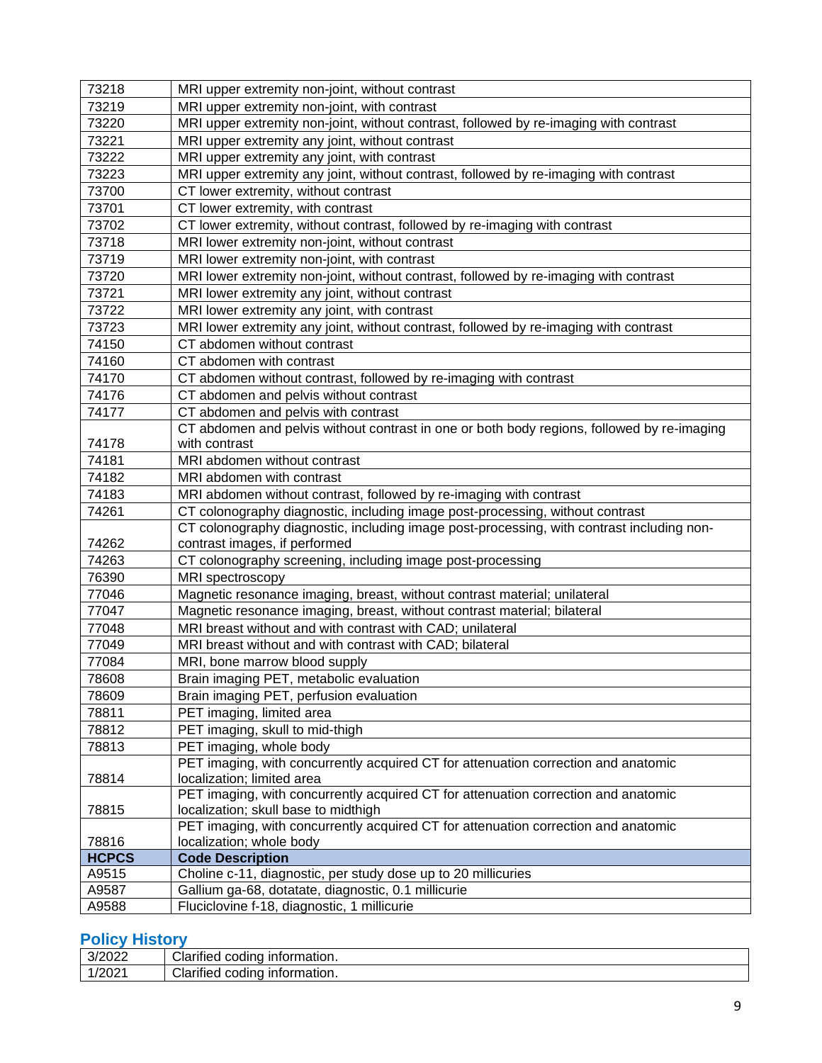| | |
|---|---|
| 73218 | MRI upper extremity non-joint, without contrast |
| 73219 | MRI upper extremity non-joint, with contrast |
| 73220 | MRI upper extremity non-joint, without contrast, followed by re-imaging with contrast |
| 73221 | MRI upper extremity any joint, without contrast |
| 73222 | MRI upper extremity any joint, with contrast |
| 73223 | MRI upper extremity any joint, without contrast, followed by re-imaging with contrast |
| 73700 | CT lower extremity, without contrast |
| 73701 | CT lower extremity, with contrast |
| 73702 | CT lower extremity, without contrast, followed by re-imaging with contrast |
| 73718 | MRI lower extremity non-joint, without contrast |
| 73719 | MRI lower extremity non-joint, with contrast |
| 73720 | MRI lower extremity non-joint, without contrast, followed by re-imaging with contrast |
| 73721 | MRI lower extremity any joint, without contrast |
| 73722 | MRI lower extremity any joint, with contrast |
| 73723 | MRI lower extremity any joint, without contrast, followed by re-imaging with contrast |
| 74150 | CT abdomen without contrast |
| 74160 | CT abdomen with contrast |
| 74170 | CT abdomen without contrast, followed by re-imaging with contrast |
| 74176 | CT abdomen and pelvis without contrast |
| 74177 | CT abdomen and pelvis with contrast |
| 74178 | CT abdomen and pelvis without contrast in one or both body regions, followed by re-imaging with contrast |
| 74181 | MRI abdomen without contrast |
| 74182 | MRI abdomen with contrast |
| 74183 | MRI abdomen without contrast, followed by re-imaging with contrast |
| 74261 | CT colonography diagnostic, including image post-processing, without contrast |
| 74262 | CT colonography diagnostic, including image post-processing, with contrast including non-contrast images, if performed |
| 74263 | CT colonography screening, including image post-processing |
| 76390 | MRI spectroscopy |
| 77046 | Magnetic resonance imaging, breast, without contrast material; unilateral |
| 77047 | Magnetic resonance imaging, breast, without contrast material; bilateral |
| 77048 | MRI breast without and with contrast with CAD; unilateral |
| 77049 | MRI breast without and with contrast with CAD; bilateral |
| 77084 | MRI, bone marrow blood supply |
| 78608 | Brain imaging PET, metabolic evaluation |
| 78609 | Brain imaging PET, perfusion evaluation |
| 78811 | PET imaging, limited area |
| 78812 | PET imaging, skull to mid-thigh |
| 78813 | PET imaging, whole body |
| 78814 | PET imaging, with concurrently acquired CT for attenuation correction and anatomic localization; limited area |
| 78815 | PET imaging, with concurrently acquired CT for attenuation correction and anatomic localization; skull base to midthigh |
| 78816 | PET imaging, with concurrently acquired CT for attenuation correction and anatomic localization; whole body |
| **HCPCS** | **Code Description** |
| A9515 | Choline c-11, diagnostic, per study dose up to 20 millicuries |
| A9587 | Gallium ga-68, dotatate, diagnostic, 0.1 millicurie |
| A9588 | Fluciclovine f-18, diagnostic, 1 millicurie |

## Policy History

| | |
|---|---|
| 3/2022 | Clarified coding information. |
| 1/2021 | Clarified coding information. |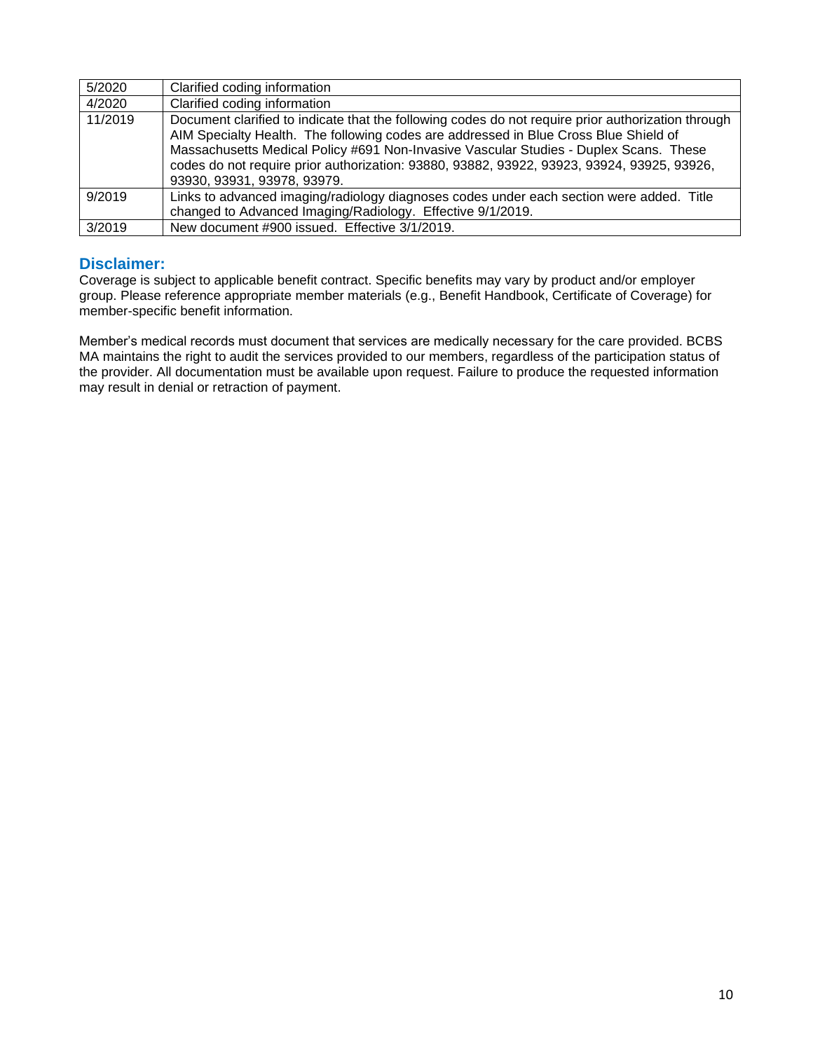| | |
|---|---|
| 5/2020 | Clarified coding information |
| 4/2020 | Clarified coding information |
| 11/2019 | Document clarified to indicate that the following codes do not require prior authorization through AIM Specialty Health. The following codes are addressed in Blue Cross Blue Shield of Massachusetts Medical Policy #691 Non-Invasive Vascular Studies - Duplex Scans. These codes do not require prior authorization: 93880, 93882, 93922, 93923, 93924, 93925, 93926, 93930, 93931, 93978, 93979. |
| 9/2019 | Links to advanced imaging/radiology diagnoses codes under each section were added. Title changed to Advanced Imaging/Radiology. Effective 9/1/2019. |
| 3/2019 | New document #900 issued. Effective 3/1/2019. |

## Disclaimer:

Coverage is subject to applicable benefit contract. Specific benefits may vary by product and/or employer group. Please reference appropriate member materials (e.g., Benefit Handbook, Certificate of Coverage) for member-specific benefit information.

Member's medical records must document that services are medically necessary for the care provided. BCBS MA maintains the right to audit the services provided to our members, regardless of the participation status of the provider. All documentation must be available upon request. Failure to produce the requested information may result in denial or retraction of payment.